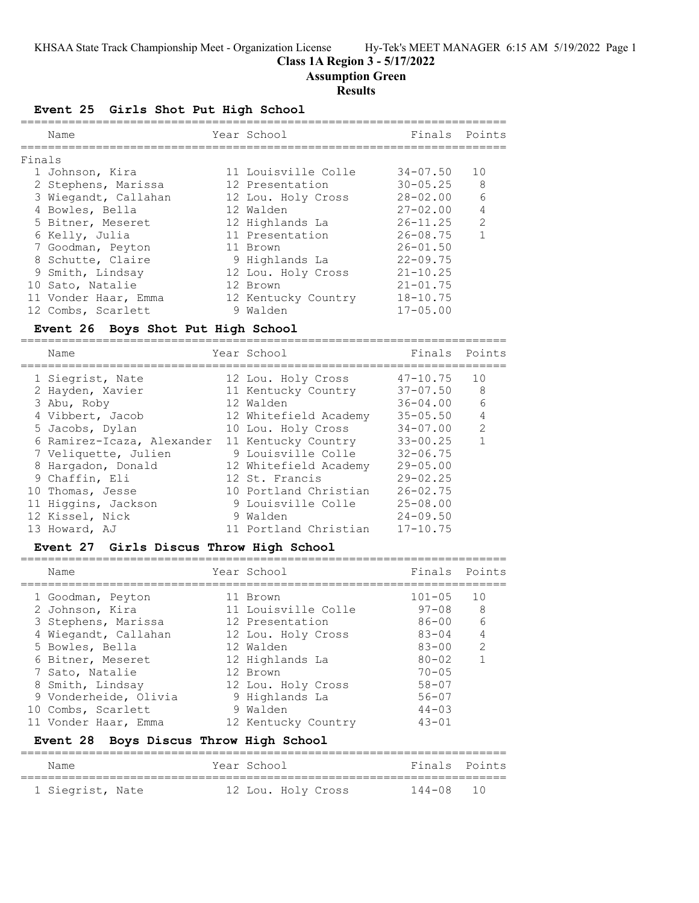**Class 1A Region 3 - 5/17/2022**

**Assumption Green**

**Results**

## Event 25 Girls Shot Put High School

| Name | Year | School | Finals | Points |
|---|---|---|---|---|
| **Finals** | | | | |
| 1 Johnson, Kira | 11 | Louisville Colle | 34-07.50 | 10 |
| 2 Stephens, Marissa | 12 | Presentation | 30-05.25 | 8 |
| 3 Wiegandt, Callahan | 12 | Lou. Holy Cross | 28-02.00 | 6 |
| 4 Bowles, Bella | 12 | Walden | 27-02.00 | 4 |
| 5 Bitner, Meseret | 12 | Highlands La | 26-11.25 | 2 |
| 6 Kelly, Julia | 11 | Presentation | 26-08.75 | 1 |
| 7 Goodman, Peyton | 11 | Brown | 26-01.50 | |
| 8 Schutte, Claire | 9 | Highlands La | 22-09.75 | |
| 9 Smith, Lindsay | 12 | Lou. Holy Cross | 21-10.25 | |
| 10 Sato, Natalie | 12 | Brown | 21-01.75 | |
| 11 Vonder Haar, Emma | 12 | Kentucky Country | 18-10.75 | |
| 12 Combs, Scarlett | 9 | Walden | 17-05.00 | |

## Event 26 Boys Shot Put High School

| Name | Year | School | Finals | Points |
|---|---|---|---|---|
| 1 Siegrist, Nate | 12 | Lou. Holy Cross | 47-10.75 | 10 |
| 2 Hayden, Xavier | 11 | Kentucky Country | 37-07.50 | 8 |
| 3 Abu, Roby | 12 | Walden | 36-04.00 | 6 |
| 4 Vibbert, Jacob | 12 | Whitefield Academy | 35-05.50 | 4 |
| 5 Jacobs, Dylan | 10 | Lou. Holy Cross | 34-07.00 | 2 |
| 6 Ramirez-Icaza, Alexander | 11 | Kentucky Country | 33-00.25 | 1 |
| 7 Veliquette, Julien | 9 | Louisville Colle | 32-06.75 | |
| 8 Hargadon, Donald | 12 | Whitefield Academy | 29-05.00 | |
| 9 Chaffin, Eli | 12 | St. Francis | 29-02.25 | |
| 10 Thomas, Jesse | 10 | Portland Christian | 26-02.75 | |
| 11 Higgins, Jackson | 9 | Louisville Colle | 25-08.00 | |
| 12 Kissel, Nick | 9 | Walden | 24-09.50 | |
| 13 Howard, AJ | 11 | Portland Christian | 17-10.75 | |

## Event 27 Girls Discus Throw High School

| Name | Year | School | Finals | Points |
|---|---|---|---|---|
| 1 Goodman, Peyton | 11 | Brown | 101-05 | 10 |
| 2 Johnson, Kira | 11 | Louisville Colle | 97-08 | 8 |
| 3 Stephens, Marissa | 12 | Presentation | 86-00 | 6 |
| 4 Wiegandt, Callahan | 12 | Lou. Holy Cross | 83-04 | 4 |
| 5 Bowles, Bella | 12 | Walden | 83-00 | 2 |
| 6 Bitner, Meseret | 12 | Highlands La | 80-02 | 1 |
| 7 Sato, Natalie | 12 | Brown | 70-05 | |
| 8 Smith, Lindsay | 12 | Lou. Holy Cross | 58-07 | |
| 9 Vonderheide, Olivia | 9 | Highlands La | 56-07 | |
| 10 Combs, Scarlett | 9 | Walden | 44-03 | |
| 11 Vonder Haar, Emma | 12 | Kentucky Country | 43-01 | |

## Event 28 Boys Discus Throw High School

| Name | Year | School | Finals | Points |
|---|---|---|---|---|
| 1 Siegrist, Nate | 12 | Lou. Holy Cross | 144-08 | 10 |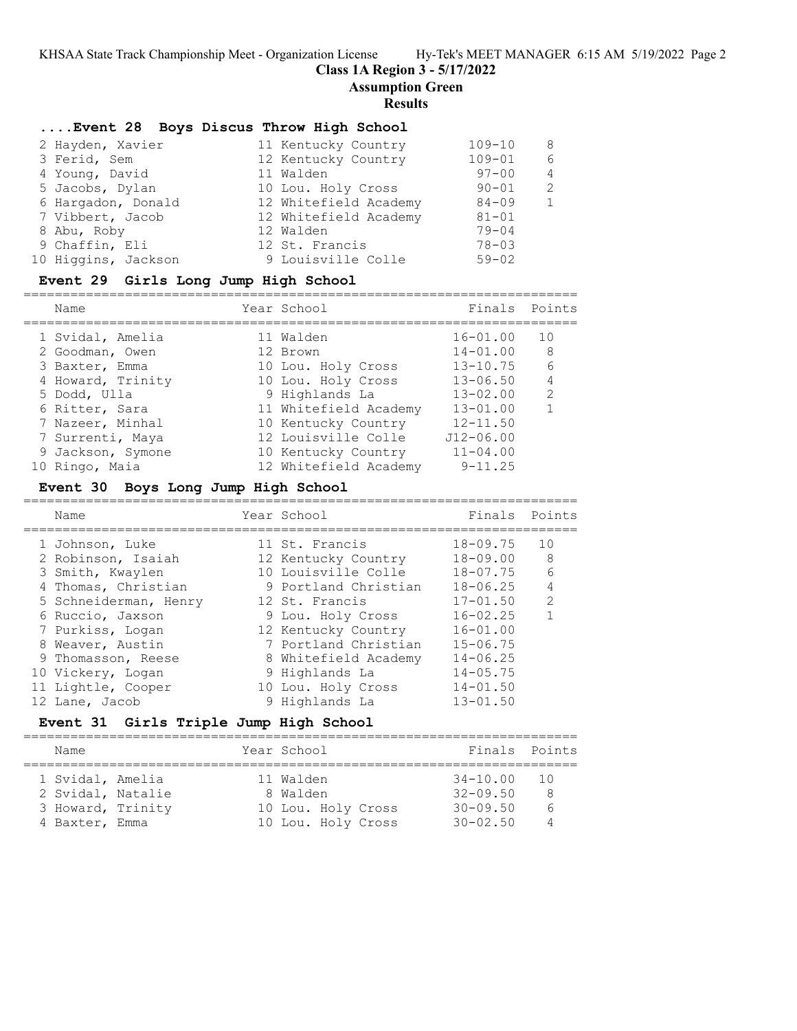## ....Event 28 Boys Discus Throw High School

| Name | Year | School | Finals | Points |
|---|---|---|---|---|
| 2 Hayden, Xavier | 11 | Kentucky Country | 109-10 | 8 |
| 3 Ferid, Sem | 12 | Kentucky Country | 109-01 | 6 |
| 4 Young, David | 11 | Walden | 97-00 | 4 |
| 5 Jacobs, Dylan | 10 | Lou. Holy Cross | 90-01 | 2 |
| 6 Hargadon, Donald | 12 | Whitefield Academy | 84-09 | 1 |
| 7 Vibbert, Jacob | 12 | Whitefield Academy | 81-01 | |
| 8 Abu, Roby | 12 | Walden | 79-04 | |
| 9 Chaffin, Eli | 12 | St. Francis | 78-03 | |
| 10 Higgins, Jackson | 9 | Louisville Colle | 59-02 | |

## Event 29 Girls Long Jump High School

| Name | Year | School | Finals | Points |
|---|---|---|---|---|
| 1 Svidal, Amelia | 11 | Walden | 16-01.00 | 10 |
| 2 Goodman, Owen | 12 | Brown | 14-01.00 | 8 |
| 3 Baxter, Emma | 10 | Lou. Holy Cross | 13-10.75 | 6 |
| 4 Howard, Trinity | 10 | Lou. Holy Cross | 13-06.50 | 4 |
| 5 Dodd, Ulla | 9 | Highlands La | 13-02.00 | 2 |
| 6 Ritter, Sara | 11 | Whitefield Academy | 13-01.00 | 1 |
| 7 Nazeer, Minhal | 10 | Kentucky Country | 12-11.50 | |
| 7 Surrenti, Maya | 12 | Louisville Colle | J12-06.00 | |
| 9 Jackson, Symone | 10 | Kentucky Country | 11-04.00 | |
| 10 Ringo, Maia | 12 | Whitefield Academy | 9-11.25 | |

## Event 30 Boys Long Jump High School

| Name | Year | School | Finals | Points |
|---|---|---|---|---|
| 1 Johnson, Luke | 11 | St. Francis | 18-09.75 | 10 |
| 2 Robinson, Isaiah | 12 | Kentucky Country | 18-09.00 | 8 |
| 3 Smith, Kwaylen | 10 | Louisville Colle | 18-07.75 | 6 |
| 4 Thomas, Christian | 9 | Portland Christian | 18-06.25 | 4 |
| 5 Schneiderman, Henry | 12 | St. Francis | 17-01.50 | 2 |
| 6 Ruccio, Jaxson | 9 | Lou. Holy Cross | 16-02.25 | 1 |
| 7 Purkiss, Logan | 12 | Kentucky Country | 16-01.00 | |
| 8 Weaver, Austin | 7 | Portland Christian | 15-06.75 | |
| 9 Thomasson, Reese | 8 | Whitefield Academy | 14-06.25 | |
| 10 Vickery, Logan | 9 | Highlands La | 14-05.75 | |
| 11 Lightle, Cooper | 10 | Lou. Holy Cross | 14-01.50 | |
| 12 Lane, Jacob | 9 | Highlands La | 13-01.50 | |

## Event 31 Girls Triple Jump High School

| Name | Year | School | Finals | Points |
|---|---|---|---|---|
| 1 Svidal, Amelia | 11 | Walden | 34-10.00 | 10 |
| 2 Svidal, Natalie | 8 | Walden | 32-09.50 | 8 |
| 3 Howard, Trinity | 10 | Lou. Holy Cross | 30-09.50 | 6 |
| 4 Baxter, Emma | 10 | Lou. Holy Cross | 30-02.50 | 4 |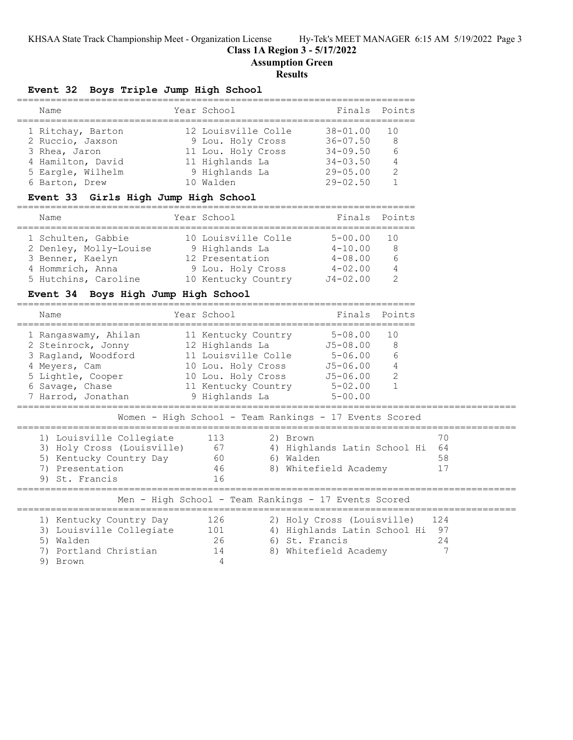**Class 1A Region 3 - 5/17/2022**

**Assumption Green**

**Results**

### Event 32 Boys Triple Jump High School

| Name | Year | School | Finals | Points |
|---|---|---|---|---|
| 1 Ritchay, Barton | 12 | Louisville Colle | 38-01.00 | 10 |
| 2 Ruccio, Jaxson | 9 | Lou. Holy Cross | 36-07.50 | 8 |
| 3 Rhea, Jaron | 11 | Lou. Holy Cross | 34-09.50 | 6 |
| 4 Hamilton, David | 11 | Highlands La | 34-03.50 | 4 |
| 5 Eargle, Wilhelm | 9 | Highlands La | 29-05.00 | 2 |
| 6 Barton, Drew | 10 | Walden | 29-02.50 | 1 |

### Event 33 Girls High Jump High School

| Name | Year | School | Finals | Points |
|---|---|---|---|---|
| 1 Schulten, Gabbie | 10 | Louisville Colle | 5-00.00 | 10 |
| 2 Denley, Molly-Louise | 9 | Highlands La | 4-10.00 | 8 |
| 3 Benner, Kaelyn | 12 | Presentation | 4-08.00 | 6 |
| 4 Hommrich, Anna | 9 | Lou. Holy Cross | 4-02.00 | 4 |
| 5 Hutchins, Caroline | 10 | Kentucky Country | J4-02.00 | 2 |

### Event 34 Boys High Jump High School

| Name | Year | School | Finals | Points |
|---|---|---|---|---|
| 1 Rangaswamy, Ahilan | 11 | Kentucky Country | 5-08.00 | 10 |
| 2 Steinrock, Jonny | 12 | Highlands La | J5-08.00 | 8 |
| 3 Ragland, Woodford | 11 | Louisville Colle | 5-06.00 | 6 |
| 4 Meyers, Cam | 10 | Lou. Holy Cross | J5-06.00 | 4 |
| 5 Lightle, Cooper | 10 | Lou. Holy Cross | J5-06.00 | 2 |
| 6 Savage, Chase | 11 | Kentucky Country | 5-02.00 | 1 |
| 7 Harrod, Jonathan | 9 | Highlands La | 5-00.00 | |

### Women - High School - Team Rankings - 17 Events Scored

| Rank | Team | Points |
|---|---|---|
| 1) | Louisville Collegiate | 113 |
| 2) | Brown | 70 |
| 3) | Holy Cross (Louisville) | 67 |
| 4) | Highlands Latin School Hi | 64 |
| 5) | Kentucky Country Day | 60 |
| 6) | Walden | 58 |
| 7) | Presentation | 46 |
| 8) | Whitefield Academy | 17 |
| 9) | St. Francis | 16 |

### Men - High School - Team Rankings - 17 Events Scored

| Rank | Team | Points |
|---|---|---|
| 1) | Kentucky Country Day | 126 |
| 2) | Holy Cross (Louisville) | 124 |
| 3) | Louisville Collegiate | 101 |
| 4) | Highlands Latin School Hi | 97 |
| 5) | Walden | 26 |
| 6) | St. Francis | 24 |
| 7) | Portland Christian | 14 |
| 8) | Whitefield Academy | 7 |
| 9) | Brown | 4 |